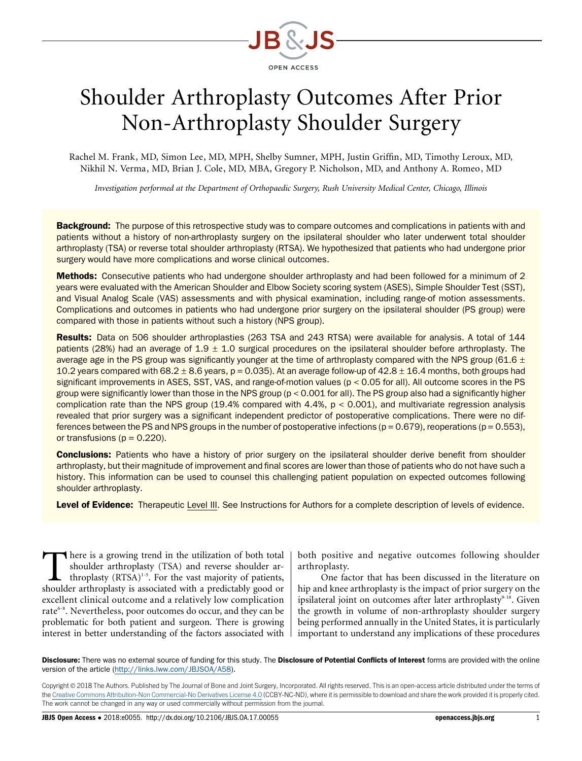# Shoulder Arthroplasty Outcomes After Prior Non-Arthroplasty Shoulder Surgery

Rachel M. Frank, MD, Simon Lee, MD, MPH, Shelby Sumner, MPH, Justin Griffin, MD, Timothy Leroux, MD, Nikhil N. Verma, MD, Brian J. Cole, MD, MBA, Gregory P. Nicholson, MD, and Anthony A. Romeo, MD

*Investigation performed at the Department of Orthopaedic Surgery, Rush University Medical Center, Chicago, Illinois*

**Background:** The purpose of this retrospective study was to compare outcomes and complications in patients with and patients without a history of non-arthroplasty surgery on the ipsilateral shoulder who later underwent total shoulder arthroplasty (TSA) or reverse total shoulder arthroplasty (RTSA). We hypothesized that patients who had undergone prior surgery would have more complications and worse clinical outcomes.

**Methods:** Consecutive patients who had undergone shoulder arthroplasty and had been followed for a minimum of 2 years were evaluated with the American Shoulder and Elbow Society scoring system (ASES), Simple Shoulder Test (SST), and Visual Analog Scale (VAS) assessments and with physical examination, including range-of motion assessments. Complications and outcomes in patients who had undergone prior surgery on the ipsilateral shoulder (PS group) were compared with those in patients without such a history (NPS group).

**Results:** Data on 506 shoulder arthroplasties (263 TSA and 243 RTSA) were available for analysis. A total of 144 patients (28%) had an average of $1.9 \pm 1.0$ surgical procedures on the ipsilateral shoulder before arthroplasty. The average age in the PS group was significantly younger at the time of arthroplasty compared with the NPS group ($61.6 \pm 10.2$ years compared with $68.2 \pm 8.6$ years, $p = 0.035$). At an average follow-up of $42.8 \pm 16.4$ months, both groups had significant improvements in ASES, SST, VAS, and range-of-motion values ($p < 0.05$ for all). All outcome scores in the PS group were significantly lower than those in the NPS group ($p < 0.001$ for all). The PS group also had a significantly higher complication rate than the NPS group (19.4% compared with 4.4%, $p < 0.001$), and multivariate regression analysis revealed that prior surgery was a significant independent predictor of postoperative complications. There were no differences between the PS and NPS groups in the number of postoperative infections ($p = 0.679$), reoperations ($p = 0.553$), or transfusions ($p = 0.220$).

**Conclusions:** Patients who have a history of prior surgery on the ipsilateral shoulder derive benefit from shoulder arthroplasty, but their magnitude of improvement and final scores are lower than those of patients who do not have such a history. This information can be used to counsel this challenging patient population on expected outcomes following shoulder arthroplasty.

**Level of Evidence:** Therapeutic Level III. See Instructions for Authors for a complete description of levels of evidence.

There is a growing trend in the utilization of both total shoulder arthroplasty (TSA) and reverse shoulder arthroplasty (RTSA)[1-5]. For the vast majority of patients, shoulder arthroplasty is associated with a predictably good or excellent clinical outcome and a relatively low complication rate[6-8]. Nevertheless, poor outcomes do occur, and they can be problematic for both patient and surgeon. There is growing interest in better understanding of the factors associated with both positive and negative outcomes following shoulder arthroplasty.

One factor that has been discussed in the literature on hip and knee arthroplasty is the impact of prior surgery on the ipsilateral joint on outcomes after later arthroplasty[9-18]. Given the growth in volume of non-arthroplasty shoulder surgery being performed annually in the United States, it is particularly important to understand any implications of these procedures

**Disclosure:** There was no external source of funding for this study. The **Disclosure of Potential Conflicts of Interest** forms are provided with the online version of the article (http://links.lww.com/JBJSOA/A58).

Copyright © 2018 The Authors. Published by The Journal of Bone and Joint Surgery, Incorporated. All rights reserved. This is an open-access article distributed under the terms of the Creative Commons Attribution-Non Commercial-No Derivatives License 4.0 (CCBY-NC-ND), where it is permissible to download and share the work provided it is properly cited. The work cannot be changed in any way or used commercially without permission from the journal.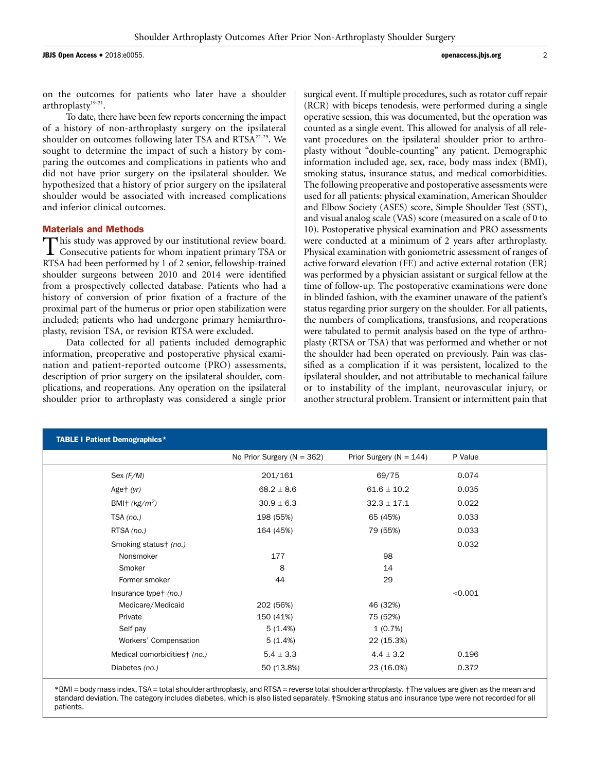on the outcomes for patients who later have a shoulder arthroplasty[19-21].

To date, there have been few reports concerning the impact of a history of non-arthroplasty surgery on the ipsilateral shoulder on outcomes following later TSA and RTSA[22-25]. We sought to determine the impact of such a history by comparing the outcomes and complications in patients who and did not have prior surgery on the ipsilateral shoulder. We hypothesized that a history of prior surgery on the ipsilateral shoulder would be associated with increased complications and inferior clinical outcomes.

## Materials and Methods

This study was approved by our institutional review board. Consecutive patients for whom inpatient primary TSA or RTSA had been performed by 1 of 2 senior, fellowship-trained shoulder surgeons between 2010 and 2014 were identified from a prospectively collected database. Patients who had a history of conversion of prior fixation of a fracture of the proximal part of the humerus or prior open stabilization were included; patients who had undergone primary hemiarthroplasty, revision TSA, or revision RTSA were excluded.

Data collected for all patients included demographic information, preoperative and postoperative physical examination and patient-reported outcome (PRO) assessments, description of prior surgery on the ipsilateral shoulder, complications, and reoperations. Any operation on the ipsilateral shoulder prior to arthroplasty was considered a single prior surgical event. If multiple procedures, such as rotator cuff repair (RCR) with biceps tenodesis, were performed during a single operative session, this was documented, but the operation was counted as a single event. This allowed for analysis of all relevant procedures on the ipsilateral shoulder prior to arthroplasty without "double-counting" any patient. Demographic information included age, sex, race, body mass index (BMI), smoking status, insurance status, and medical comorbidities. The following preoperative and postoperative assessments were used for all patients: physical examination, American Shoulder and Elbow Society (ASES) score, Simple Shoulder Test (SST), and visual analog scale (VAS) score (measured on a scale of 0 to 10). Postoperative physical examination and PRO assessments were conducted at a minimum of 2 years after arthroplasty. Physical examination with goniometric assessment of ranges of active forward elevation (FE) and active external rotation (ER) was performed by a physician assistant or surgical fellow at the time of follow-up. The postoperative examinations were done in blinded fashion, with the examiner unaware of the patient's status regarding prior surgery on the shoulder. For all patients, the numbers of complications, transfusions, and reoperations were tabulated to permit analysis based on the type of arthroplasty (RTSA or TSA) that was performed and whether or not the shoulder had been operated on previously. Pain was classified as a complication if it was persistent, localized to the ipsilateral shoulder, and not attributable to mechanical failure or to instability of the implant, neurovascular injury, or another structural problem. Transient or intermittent pain that

**TABLE I Patient Demographics***

| | No Prior Surgery (N = 362) | Prior Surgery (N = 144) | P Value |
|---|---|---|---|
| Sex *(F/M)* | 201/161 | 69/75 | 0.074 |
| Age† *(yr)* | 68.2 ± 8.6 | 61.6 ± 10.2 | 0.035 |
| BMI† *(kg/m²)* | 30.9 ± 6.3 | 32.3 ± 17.1 | 0.022 |
| TSA *(no.)* | 198 (55%) | 65 (45%) | 0.033 |
| RTSA *(no.)* | 164 (45%) | 79 (55%) | 0.033 |
| Smoking status† *(no.)* | | | 0.032 |
| Nonsmoker | 177 | 98 | |
| Smoker | 8 | 14 | |
| Former smoker | 44 | 29 | |
| Insurance type† *(no.)* | | | <0.001 |
| Medicare/Medicaid | 202 (56%) | 46 (32%) | |
| Private | 150 (41%) | 75 (52%) | |
| Self pay | 5 (1.4%) | 1 (0.7%) | |
| Workers' Compensation | 5 (1.4%) | 22 (15.3%) | |
| Medical comorbidities† *(no.)* | 5.4 ± 3.3 | 4.4 ± 3.2 | 0.196 |
| Diabetes *(no.)* | 50 (13.8%) | 23 (16.0%) | 0.372 |

*BMI = body mass index, TSA = total shoulder arthroplasty, and RTSA = reverse total shoulder arthroplasty. †The values are given as the mean and standard deviation. The category includes diabetes, which is also listed separately. ‡Smoking status and insurance type were not recorded for all patients.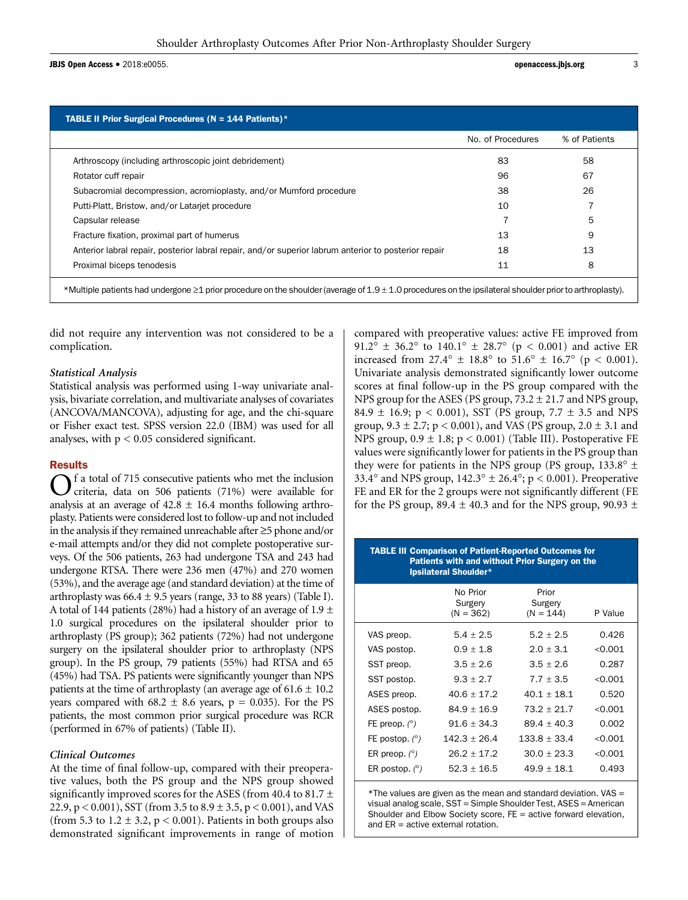**TABLE II Prior Surgical Procedures (N = 144 Patients)***

| | No. of Procedures | % of Patients |
|---|---|---|
| Arthroscopy (including arthroscopic joint debridement) | 83 | 58 |
| Rotator cuff repair | 96 | 67 |
| Subacromial decompression, acromioplasty, and/or Mumford procedure | 38 | 26 |
| Putti-Platt, Bristow, and/or Latarjet procedure | 10 | 7 |
| Capsular release | 7 | 5 |
| Fracture fixation, proximal part of humerus | 13 | 9 |
| Anterior labral repair, posterior labral repair, and/or superior labrum anterior to posterior repair | 18 | 13 |
| Proximal biceps tenodesis | 11 | 8 |

*Multiple patients had undergone ≥1 prior procedure on the shoulder (average of 1.9 ± 1.0 procedures on the ipsilateral shoulder prior to arthroplasty).

did not require any intervention was not considered to be a complication.

### *Statistical Analysis*

Statistical analysis was performed using 1-way univariate analysis, bivariate correlation, and multivariate analyses of covariates (ANCOVA/MANCOVA), adjusting for age, and the chi-square or Fisher exact test. SPSS version 22.0 (IBM) was used for all analyses, with $p < 0.05$ considered significant.

## Results

Of a total of 715 consecutive patients who met the inclusion criteria, data on 506 patients (71%) were available for analysis at an average of 42.8 ± 16.4 months following arthroplasty. Patients were considered lost to follow-up and not included in the analysis if they remained unreachable after ≥5 phone and/or e-mail attempts and/or they did not complete postoperative surveys. Of the 506 patients, 263 had undergone TSA and 243 had undergone RTSA. There were 236 men (47%) and 270 women (53%), and the average age (and standard deviation) at the time of arthroplasty was 66.4 ± 9.5 years (range, 33 to 88 years) (Table I). A total of 144 patients (28%) had a history of an average of 1.9 ± 1.0 surgical procedures on the ipsilateral shoulder prior to arthroplasty (PS group); 362 patients (72%) had not undergone surgery on the ipsilateral shoulder prior to arthroplasty (NPS group). In the PS group, 79 patients (55%) had RTSA and 65 (45%) had TSA. PS patients were significantly younger than NPS patients at the time of arthroplasty (an average age of 61.6 ± 10.2 years compared with 68.2 ± 8.6 years, $p = 0.035$). For the PS patients, the most common prior surgical procedure was RCR (performed in 67% of patients) (Table II).

### *Clinical Outcomes*

At the time of final follow-up, compared with their preoperative values, both the PS group and the NPS group showed significantly improved scores for the ASES (from 40.4 to 81.7 ± 22.9, $p < 0.001$), SST (from 3.5 to 8.9 ± 3.5, $p < 0.001$), and VAS (from 5.3 to 1.2 ± 3.2, $p < 0.001$). Patients in both groups also demonstrated significant improvements in range of motion compared with preoperative values: active FE improved from 91.2° ± 36.2° to 140.1° ± 28.7° ($p < 0.001$) and active ER increased from 27.4° ± 18.8° to 51.6° ± 16.7° ($p < 0.001$). Univariate analysis demonstrated significantly lower outcome scores at final follow-up in the PS group compared with the NPS group for the ASES (PS group, 73.2 ± 21.7 and NPS group, 84.9 ± 16.9; $p < 0.001$), SST (PS group, 7.7 ± 3.5 and NPS group, 9.3 ± 2.7; $p < 0.001$), and VAS (PS group, 2.0 ± 3.1 and NPS group, 0.9 ± 1.8; $p < 0.001$) (Table III). Postoperative FE values were significantly lower for patients in the PS group than they were for patients in the NPS group (PS group, 133.8° ± 33.4° and NPS group, 142.3° ± 26.4°; $p < 0.001$). Preoperative FE and ER for the 2 groups were not significantly different (FE for the PS group, 89.4 ± 40.3 and for the NPS group, 90.93 ±

**TABLE III Comparison of Patient-Reported Outcomes for Patients with and without Prior Surgery on the Ipsilateral Shoulder***

| | No Prior Surgery (N = 362) | Prior Surgery (N = 144) | P Value |
|---|---|---|---|
| VAS preop. | 5.4 ± 2.5 | 5.2 ± 2.5 | 0.426 |
| VAS postop. | 0.9 ± 1.8 | 2.0 ± 3.1 | <0.001 |
| SST preop. | 3.5 ± 2.6 | 3.5 ± 2.6 | 0.287 |
| SST postop. | 9.3 ± 2.7 | 7.7 ± 3.5 | <0.001 |
| ASES preop. | 40.6 ± 17.2 | 40.1 ± 18.1 | 0.520 |
| ASES postop. | 84.9 ± 16.9 | 73.2 ± 21.7 | <0.001 |
| FE preop. *(°)* | 91.6 ± 34.3 | 89.4 ± 40.3 | 0.002 |
| FE postop. *(°)* | 142.3 ± 26.4 | 133.8 ± 33.4 | <0.001 |
| ER preop. *(°)* | 26.2 ± 17.2 | 30.0 ± 23.3 | <0.001 |
| ER postop. *(°)* | 52.3 ± 16.5 | 49.9 ± 18.1 | 0.493 |

*The values are given as the mean and standard deviation. VAS = visual analog scale, SST = Simple Shoulder Test, ASES = American Shoulder and Elbow Society score, FE = active forward elevation, and ER = active external rotation.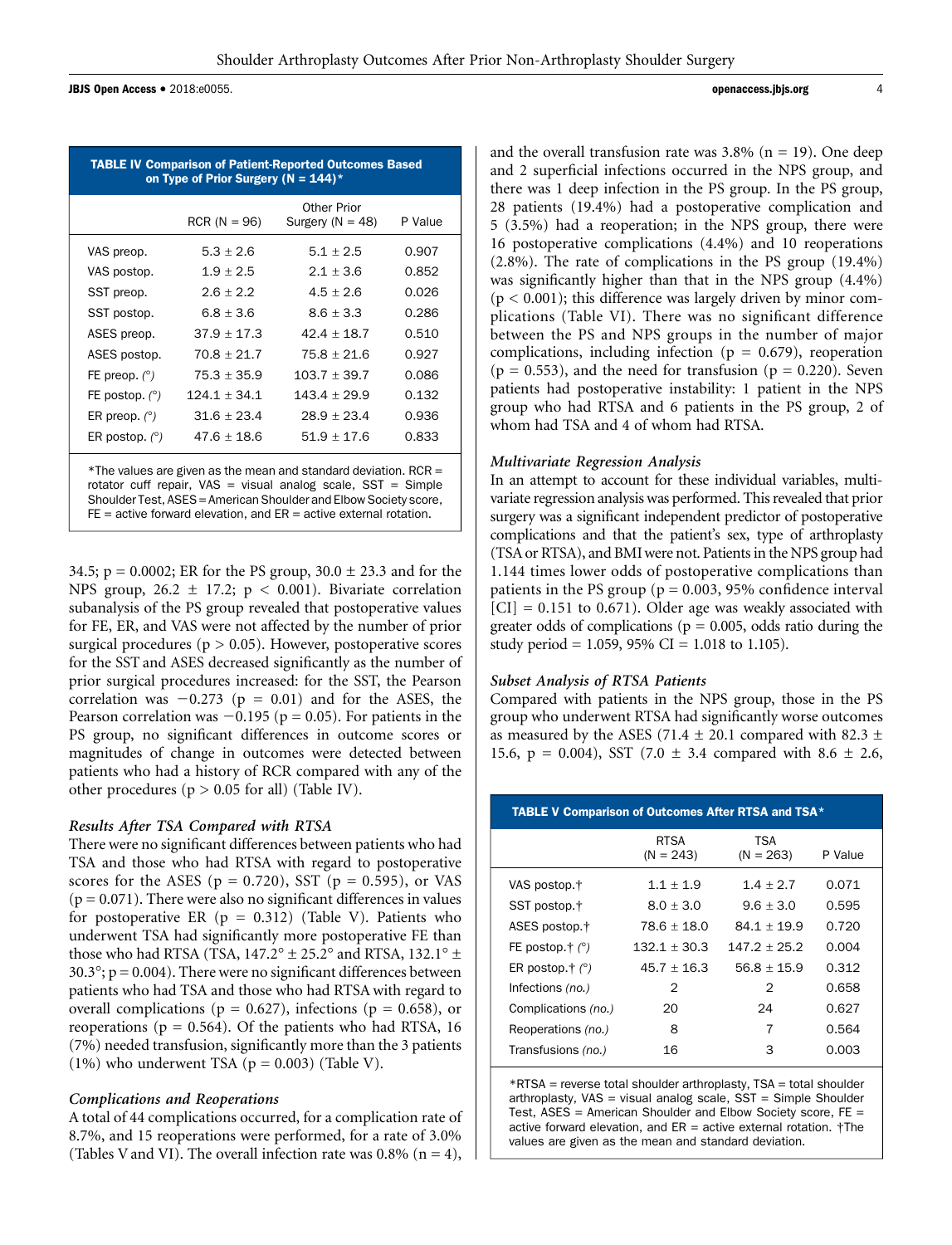**TABLE IV Comparison of Patient-Reported Outcomes Based on Type of Prior Surgery (N = 144)***

| | RCR (N = 96) | Other Prior Surgery (N = 48) | P Value |
|---|---|---|---|
| VAS preop. | 5.3 ± 2.6 | 5.1 ± 2.5 | 0.907 |
| VAS postop. | 1.9 ± 2.5 | 2.1 ± 3.6 | 0.852 |
| SST preop. | 2.6 ± 2.2 | 4.5 ± 2.6 | 0.026 |
| SST postop. | 6.8 ± 3.6 | 8.6 ± 3.3 | 0.286 |
| ASES preop. | 37.9 ± 17.3 | 42.4 ± 18.7 | 0.510 |
| ASES postop. | 70.8 ± 21.7 | 75.8 ± 21.6 | 0.927 |
| FE preop. *(°)* | 75.3 ± 35.9 | 103.7 ± 39.7 | 0.086 |
| FE postop. *(°)* | 124.1 ± 34.1 | 143.4 ± 29.9 | 0.132 |
| ER preop. *(°)* | 31.6 ± 23.4 | 28.9 ± 23.4 | 0.936 |
| ER postop. *(°)* | 47.6 ± 18.6 | 51.9 ± 17.6 | 0.833 |

*The values are given as the mean and standard deviation. RCR = rotator cuff repair, VAS = visual analog scale, SST = Simple Shoulder Test, ASES = American Shoulder and Elbow Society score, FE = active forward elevation, and ER = active external rotation.

34.5; p = 0.0002; ER for the PS group, 30.0 ± 23.3 and for the NPS group, 26.2 ± 17.2; p < 0.001). Bivariate correlation subanalysis of the PS group revealed that postoperative values for FE, ER, and VAS were not affected by the number of prior surgical procedures (p > 0.05). However, postoperative scores for the SST and ASES decreased significantly as the number of prior surgical procedures increased: for the SST, the Pearson correlation was −0.273 (p = 0.01) and for the ASES, the Pearson correlation was −0.195 (p = 0.05). For patients in the PS group, no significant differences in outcome scores or magnitudes of change in outcomes were detected between patients who had a history of RCR compared with any of the other procedures (p > 0.05 for all) (Table IV).

### *Results After TSA Compared with RTSA*

There were no significant differences between patients who had TSA and those who had RTSA with regard to postoperative scores for the ASES (p = 0.720), SST (p = 0.595), or VAS (p = 0.071). There were also no significant differences in values for postoperative ER (p = 0.312) (Table V). Patients who underwent TSA had significantly more postoperative FE than those who had RTSA (TSA, 147.2° ± 25.2° and RTSA, 132.1° ± 30.3°; p = 0.004). There were no significant differences between patients who had TSA and those who had RTSA with regard to overall complications (p = 0.627), infections (p = 0.658), or reoperations (p = 0.564). Of the patients who had RTSA, 16 (7%) needed transfusion, significantly more than the 3 patients (1%) who underwent TSA (p = 0.003) (Table V).

### *Complications and Reoperations*

A total of 44 complications occurred, for a complication rate of 8.7%, and 15 reoperations were performed, for a rate of 3.0% (Tables V and VI). The overall infection rate was 0.8% (n = 4), and the overall transfusion rate was 3.8% (n = 19). One deep and 2 superficial infections occurred in the NPS group, and there was 1 deep infection in the PS group. In the PS group, 28 patients (19.4%) had a postoperative complication and 5 (3.5%) had a reoperation; in the NPS group, there were 16 postoperative complications (4.4%) and 10 reoperations (2.8%). The rate of complications in the PS group (19.4%) was significantly higher than that in the NPS group (4.4%) (p < 0.001); this difference was largely driven by minor complications (Table VI). There was no significant difference between the PS and NPS groups in the number of major complications, including infection (p = 0.679), reoperation (p = 0.553), and the need for transfusion (p = 0.220). Seven patients had postoperative instability: 1 patient in the NPS group who had RTSA and 6 patients in the PS group, 2 of whom had TSA and 4 of whom had RTSA.

### *Multivariate Regression Analysis*

In an attempt to account for these individual variables, multivariate regression analysis was performed. This revealed that prior surgery was a significant independent predictor of postoperative complications and that the patient's sex, type of arthroplasty (TSA or RTSA), and BMI were not. Patients in the NPS group had 1.144 times lower odds of postoperative complications than patients in the PS group (p = 0.003, 95% confidence interval [CI] = 0.151 to 0.671). Older age was weakly associated with greater odds of complications (p = 0.005, odds ratio during the study period = 1.059, 95% CI = 1.018 to 1.105).

### *Subset Analysis of RTSA Patients*

Compared with patients in the NPS group, those in the PS group who underwent RTSA had significantly worse outcomes as measured by the ASES (71.4 ± 20.1 compared with 82.3 ± 15.6, p = 0.004), SST (7.0 ± 3.4 compared with 8.6 ± 2.6,

**TABLE V Comparison of Outcomes After RTSA and TSA***

| | RTSA (N = 243) | TSA (N = 263) | P Value |
|---|---|---|---|
| VAS postop.† | 1.1 ± 1.9 | 1.4 ± 2.7 | 0.071 |
| SST postop.† | 8.0 ± 3.0 | 9.6 ± 3.0 | 0.595 |
| ASES postop.† | 78.6 ± 18.0 | 84.1 ± 19.9 | 0.720 |
| FE postop.† *(°)* | 132.1 ± 30.3 | 147.2 ± 25.2 | 0.004 |
| ER postop.† *(°)* | 45.7 ± 16.3 | 56.8 ± 15.9 | 0.312 |
| Infections *(no.)* | 2 | 2 | 0.658 |
| Complications *(no.)* | 20 | 24 | 0.627 |
| Reoperations *(no.)* | 8 | 7 | 0.564 |
| Transfusions *(no.)* | 16 | 3 | 0.003 |

*RTSA = reverse total shoulder arthroplasty, TSA = total shoulder arthroplasty, VAS = visual analog scale, SST = Simple Shoulder Test, ASES = American Shoulder and Elbow Society score, FE = active forward elevation, and ER = active external rotation. †The values are given as the mean and standard deviation.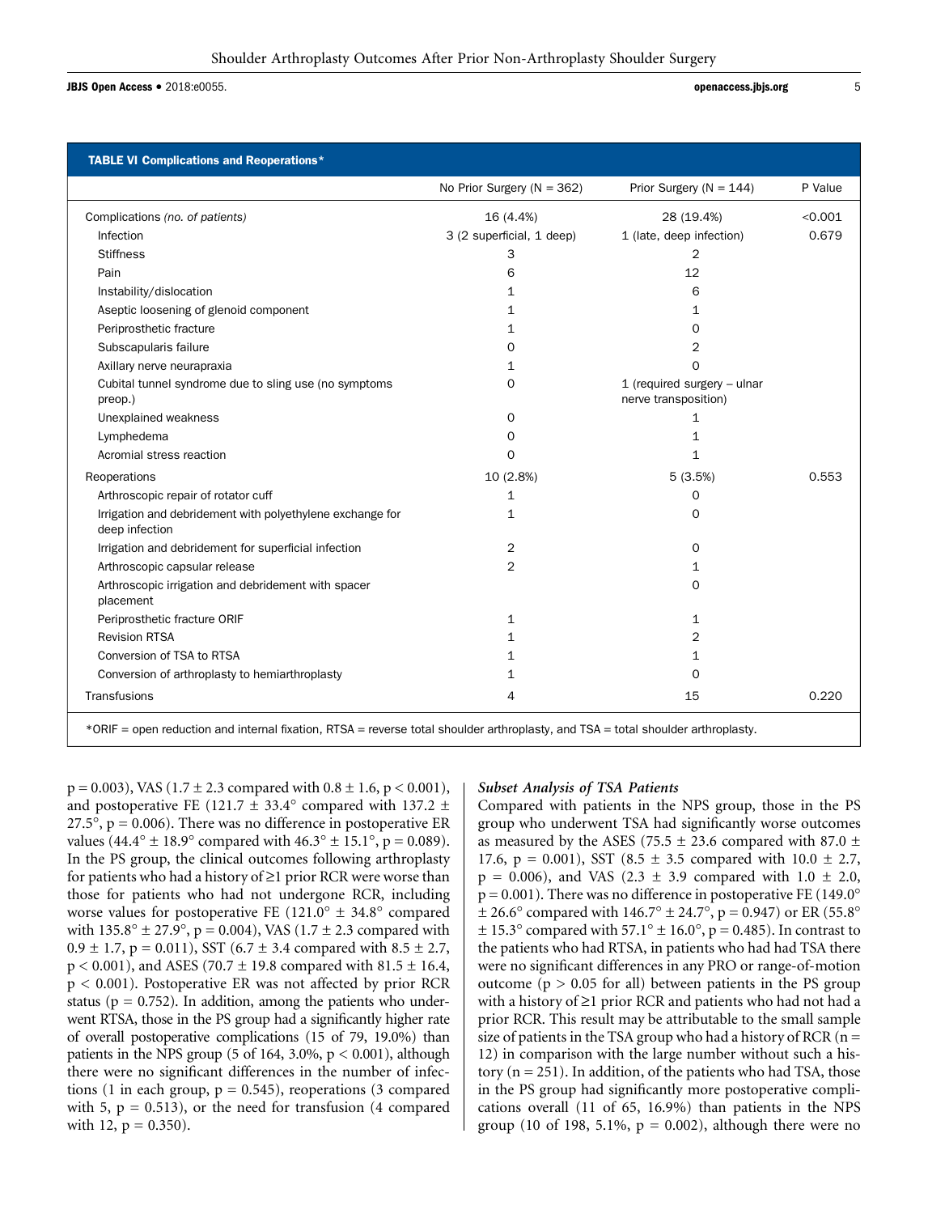**TABLE VI Complications and Reoperations***

| | No Prior Surgery (N = 362) | Prior Surgery (N = 144) | P Value |
|---|---|---|---|
| Complications *(no. of patients)* | 16 (4.4%) | 28 (19.4%) | <0.001 |
| Infection | 3 (2 superficial, 1 deep) | 1 (late, deep infection) | 0.679 |
| Stiffness | 3 | 2 | |
| Pain | 6 | 12 | |
| Instability/dislocation | 1 | 6 | |
| Aseptic loosening of glenoid component | 1 | 1 | |
| Periprosthetic fracture | 1 | 0 | |
| Subscapularis failure | 0 | 2 | |
| Axillary nerve neurapraxia | 1 | 0 | |
| Cubital tunnel syndrome due to sling use (no symptoms preop.) | 0 | 1 (required surgery – ulnar nerve transposition) | |
| Unexplained weakness | 0 | 1 | |
| Lymphedema | 0 | 1 | |
| Acromial stress reaction | 0 | 1 | |
| Reoperations | 10 (2.8%) | 5 (3.5%) | 0.553 |
| Arthroscopic repair of rotator cuff | 1 | 0 | |
| Irrigation and debridement with polyethylene exchange for deep infection | 1 | 0 | |
| Irrigation and debridement for superficial infection | 2 | 0 | |
| Arthroscopic capsular release | 2 | 1 | |
| Arthroscopic irrigation and debridement with spacer placement | | 0 | |
| Periprosthetic fracture ORIF | 1 | 1 | |
| Revision RTSA | 1 | 2 | |
| Conversion of TSA to RTSA | 1 | 1 | |
| Conversion of arthroplasty to hemiarthroplasty | 1 | 0 | |
| Transfusions | 4 | 15 | 0.220 |

*ORIF = open reduction and internal fixation, RTSA = reverse total shoulder arthroplasty, and TSA = total shoulder arthroplasty.

p = 0.003), VAS (1.7 ± 2.3 compared with 0.8 ± 1.6, p < 0.001), and postoperative FE (121.7 ± 33.4° compared with 137.2 ± 27.5°, p = 0.006). There was no difference in postoperative ER values (44.4° ± 18.9° compared with 46.3° ± 15.1°, p = 0.089). In the PS group, the clinical outcomes following arthroplasty for patients who had a history of ≥1 prior RCR were worse than those for patients who had not undergone RCR, including worse values for postoperative FE (121.0° ± 34.8° compared with 135.8° ± 27.9°, p = 0.004), VAS (1.7 ± 2.3 compared with 0.9 ± 1.7, p = 0.011), SST (6.7 ± 3.4 compared with 8.5 ± 2.7, p < 0.001), and ASES (70.7 ± 19.8 compared with 81.5 ± 16.4, p < 0.001). Postoperative ER was not affected by prior RCR status (p = 0.752). In addition, among the patients who underwent RTSA, those in the PS group had a significantly higher rate of overall postoperative complications (15 of 79, 19.0%) than patients in the NPS group (5 of 164, 3.0%, p < 0.001), although there were no significant differences in the number of infections (1 in each group, p = 0.545), reoperations (3 compared with 5, p = 0.513), or the need for transfusion (4 compared with 12, p = 0.350).

### *Subset Analysis of TSA Patients*

Compared with patients in the NPS group, those in the PS group who underwent TSA had significantly worse outcomes as measured by the ASES (75.5 ± 23.6 compared with 87.0 ± 17.6, p = 0.001), SST (8.5 ± 3.5 compared with 10.0 ± 2.7, p = 0.006), and VAS (2.3 ± 3.9 compared with 1.0 ± 2.0, p = 0.001). There was no difference in postoperative FE (149.0° ± 26.6° compared with 146.7° ± 24.7°, p = 0.947) or ER (55.8° ± 15.3° compared with 57.1° ± 16.0°, p = 0.485). In contrast to the patients who had RTSA, in patients who had had TSA there were no significant differences in any PRO or range-of-motion outcome (p > 0.05 for all) between patients in the PS group with a history of ≥1 prior RCR and patients who had not had a prior RCR. This result may be attributable to the small sample size of patients in the TSA group who had a history of RCR (n = 12) in comparison with the large number without such a history (n = 251). In addition, of the patients who had TSA, those in the PS group had significantly more postoperative complications overall (11 of 65, 16.9%) than patients in the NPS group (10 of 198, 5.1%, p = 0.002), although there were no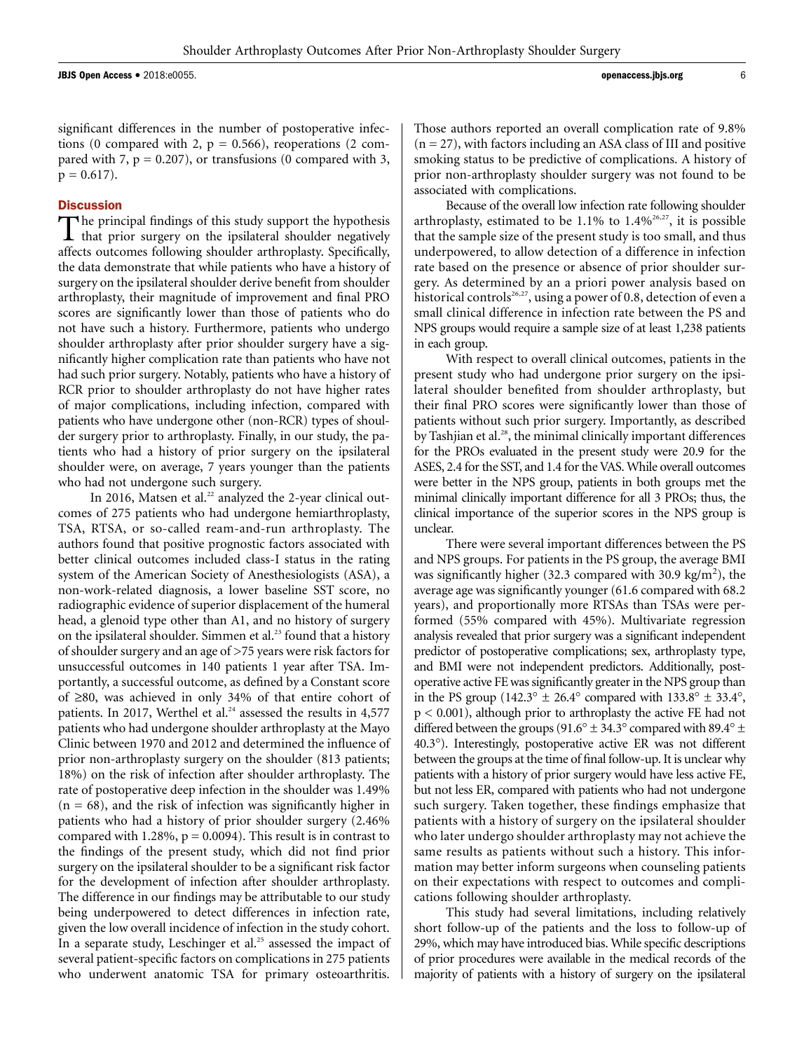significant differences in the number of postoperative infections (0 compared with 2, $p = 0.566$), reoperations (2 compared with 7, $p = 0.207$), or transfusions (0 compared with 3, $p = 0.617$).

## Discussion

The principal findings of this study support the hypothesis that prior surgery on the ipsilateral shoulder negatively affects outcomes following shoulder arthroplasty. Specifically, the data demonstrate that while patients who have a history of surgery on the ipsilateral shoulder derive benefit from shoulder arthroplasty, their magnitude of improvement and final PRO scores are significantly lower than those of patients who do not have such a history. Furthermore, patients who undergo shoulder arthroplasty after prior shoulder surgery have a significantly higher complication rate than patients who have not had such prior surgery. Notably, patients who have a history of RCR prior to shoulder arthroplasty do not have higher rates of major complications, including infection, compared with patients who have undergone other (non-RCR) types of shoulder surgery prior to arthroplasty. Finally, in our study, the patients who had a history of prior surgery on the ipsilateral shoulder were, on average, 7 years younger than the patients who had not undergone such surgery.

In 2016, Matsen et al.[22] analyzed the 2-year clinical outcomes of 275 patients who had undergone hemiarthroplasty, TSA, RTSA, or so-called ream-and-run arthroplasty. The authors found that positive prognostic factors associated with better clinical outcomes included class-I status in the rating system of the American Society of Anesthesiologists (ASA), a non-work-related diagnosis, a lower baseline SST score, no radiographic evidence of superior displacement of the humeral head, a glenoid type other than A1, and no history of surgery on the ipsilateral shoulder. Simmen et al.[23] found that a history of shoulder surgery and an age of >75 years were risk factors for unsuccessful outcomes in 140 patients 1 year after TSA. Importantly, a successful outcome, as defined by a Constant score of ≥80, was achieved in only 34% of that entire cohort of patients. In 2017, Werthel et al.[24] assessed the results in 4,577 patients who had undergone shoulder arthroplasty at the Mayo Clinic between 1970 and 2012 and determined the influence of prior non-arthroplasty surgery on the shoulder (813 patients; 18%) on the risk of infection after shoulder arthroplasty. The rate of postoperative deep infection in the shoulder was 1.49% (n = 68), and the risk of infection was significantly higher in patients who had a history of prior shoulder surgery (2.46% compared with 1.28%, $p = 0.0094$). This result is in contrast to the findings of the present study, which did not find prior surgery on the ipsilateral shoulder to be a significant risk factor for the development of infection after shoulder arthroplasty. The difference in our findings may be attributable to our study being underpowered to detect differences in infection rate, given the low overall incidence of infection in the study cohort. In a separate study, Leschinger et al.[25] assessed the impact of several patient-specific factors on complications in 275 patients who underwent anatomic TSA for primary osteoarthritis. Those authors reported an overall complication rate of 9.8% (n = 27), with factors including an ASA class of III and positive smoking status to be predictive of complications. A history of prior non-arthroplasty shoulder surgery was not found to be associated with complications.

Because of the overall low infection rate following shoulder arthroplasty, estimated to be 1.1% to 1.4%[26,27], it is possible that the sample size of the present study is too small, and thus underpowered, to allow detection of a difference in infection rate based on the presence or absence of prior shoulder surgery. As determined by an a priori power analysis based on historical controls[26,27], using a power of 0.8, detection of even a small clinical difference in infection rate between the PS and NPS groups would require a sample size of at least 1,238 patients in each group.

With respect to overall clinical outcomes, patients in the present study who had undergone prior surgery on the ipsilateral shoulder benefited from shoulder arthroplasty, but their final PRO scores were significantly lower than those of patients without such prior surgery. Importantly, as described by Tashjian et al.[28], the minimal clinically important differences for the PROs evaluated in the present study were 20.9 for the ASES, 2.4 for the SST, and 1.4 for the VAS. While overall outcomes were better in the NPS group, patients in both groups met the minimal clinically important difference for all 3 PROs; thus, the clinical importance of the superior scores in the NPS group is unclear.

There were several important differences between the PS and NPS groups. For patients in the PS group, the average BMI was significantly higher (32.3 compared with 30.9 $kg/m^2$), the average age was significantly younger (61.6 compared with 68.2 years), and proportionally more RTSAs than TSAs were performed (55% compared with 45%). Multivariate regression analysis revealed that prior surgery was a significant independent predictor of postoperative complications; sex, arthroplasty type, and BMI were not independent predictors. Additionally, postoperative active FE was significantly greater in the NPS group than in the PS group (142.3° ± 26.4° compared with 133.8° ± 33.4°, $p < 0.001$), although prior to arthroplasty the active FE had not differed between the groups (91.6° ± 34.3° compared with 89.4° ± 40.3°). Interestingly, postoperative active ER was not different between the groups at the time of final follow-up. It is unclear why patients with a history of prior surgery would have less active FE, but not less ER, compared with patients who had not undergone such surgery. Taken together, these findings emphasize that patients with a history of surgery on the ipsilateral shoulder who later undergo shoulder arthroplasty may not achieve the same results as patients without such a history. This information may better inform surgeons when counseling patients on their expectations with respect to outcomes and complications following shoulder arthroplasty.

This study had several limitations, including relatively short follow-up of the patients and the loss to follow-up of 29%, which may have introduced bias. While specific descriptions of prior procedures were available in the medical records of the majority of patients with a history of surgery on the ipsilateral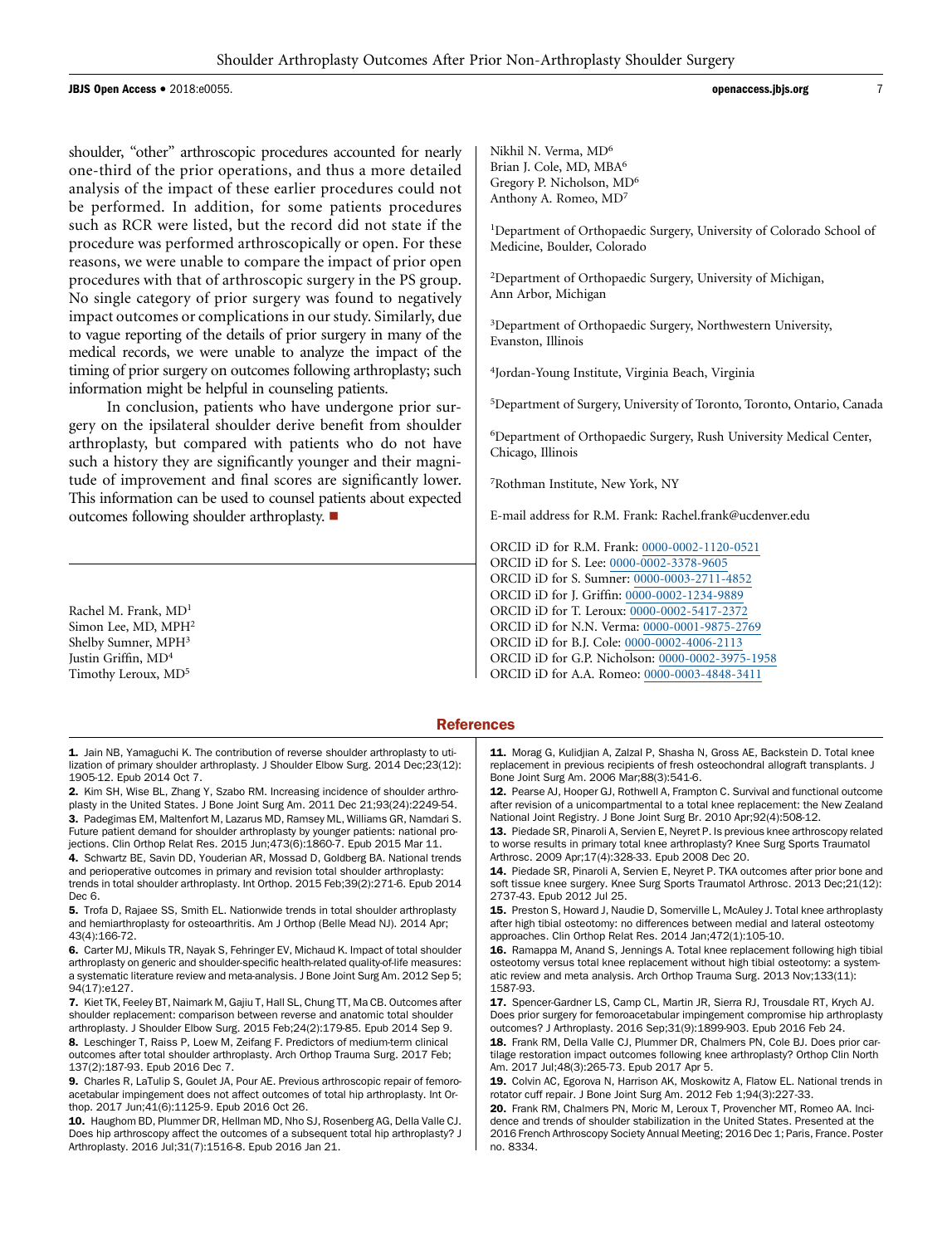shoulder, "other" arthroscopic procedures accounted for nearly one-third of the prior operations, and thus a more detailed analysis of the impact of these earlier procedures could not be performed. In addition, for some patients procedures such as RCR were listed, but the record did not state if the procedure was performed arthroscopically or open. For these reasons, we were unable to compare the impact of prior open procedures with that of arthroscopic surgery in the PS group. No single category of prior surgery was found to negatively impact outcomes or complications in our study. Similarly, due to vague reporting of the details of prior surgery in many of the medical records, we were unable to analyze the impact of the timing of prior surgery on outcomes following arthroplasty; such information might be helpful in counseling patients.

In conclusion, patients who have undergone prior surgery on the ipsilateral shoulder derive benefit from shoulder arthroplasty, but compared with patients who do not have such a history they are significantly younger and their magnitude of improvement and final scores are significantly lower. This information can be used to counsel patients about expected outcomes following shoulder arthroplasty. ■

Rachel M. Frank, MD[1]
Simon Lee, MD, MPH[2]
Shelby Sumner, MPH[3]
Justin Griffin, MD[4]
Timothy Leroux, MD[5]
Nikhil N. Verma, MD[6]
Brian J. Cole, MD, MBA[6]
Gregory P. Nicholson, MD[6]
Anthony A. Romeo, MD[7]

[1]Department of Orthopaedic Surgery, University of Colorado School of Medicine, Boulder, Colorado

[2]Department of Orthopaedic Surgery, University of Michigan, Ann Arbor, Michigan

[3]Department of Orthopaedic Surgery, Northwestern University, Evanston, Illinois

[4]Jordan-Young Institute, Virginia Beach, Virginia

[5]Department of Surgery, University of Toronto, Toronto, Ontario, Canada

[6]Department of Orthopaedic Surgery, Rush University Medical Center, Chicago, Illinois

[7]Rothman Institute, New York, NY

E-mail address for R.M. Frank: Rachel.frank@ucdenver.edu

ORCID iD for R.M. Frank: 0000-0002-1120-0521
ORCID iD for S. Lee: 0000-0002-3378-9605
ORCID iD for S. Sumner: 0000-0003-2711-4852
ORCID iD for J. Griffin: 0000-0002-1234-9889
ORCID iD for T. Leroux: 0000-0002-5417-2372
ORCID iD for N.N. Verma: 0000-0001-9875-2769
ORCID iD for B.J. Cole: 0000-0002-4006-2113
ORCID iD for G.P. Nicholson: 0000-0002-3975-1958
ORCID iD for A.A. Romeo: 0000-0003-4848-3411

## References

1. Jain NB, Yamaguchi K. The contribution of reverse shoulder arthroplasty to utilization of primary shoulder arthroplasty. J Shoulder Elbow Surg. 2014 Dec;23(12):1905-12. Epub 2014 Oct 7.
2. Kim SH, Wise BL, Zhang Y, Szabo RM. Increasing incidence of shoulder arthroplasty in the United States. J Bone Joint Surg Am. 2011 Dec 21;93(24):2249-54.
3. Padegimas EM, Maltenfort M, Lazarus MD, Ramsey ML, Williams GR, Namdari S. Future patient demand for shoulder arthroplasty by younger patients: national projections. Clin Orthop Relat Res. 2015 Jun;473(6):1860-7. Epub 2015 Mar 11.
4. Schwartz BE, Savin DD, Youderian AR, Mossad D, Goldberg BA. National trends and perioperative outcomes in primary and revision total shoulder arthroplasty: trends in total shoulder arthroplasty. Int Orthop. 2015 Feb;39(2):271-6. Epub 2014 Dec 6.
5. Trofa D, Rajaee SS, Smith EL. Nationwide trends in total shoulder arthroplasty and hemiarthroplasty for osteoarthritis. Am J Orthop (Belle Mead NJ). 2014 Apr;43(4):166-72.
6. Carter MJ, Mikuls TR, Nayak S, Fehringer EV, Michaud K. Impact of total shoulder arthroplasty on generic and shoulder-specific health-related quality-of-life measures: a systematic literature review and meta-analysis. J Bone Joint Surg Am. 2012 Sep 5;94(17):e127.
7. Kiet TK, Feeley BT, Naimark M, Gajiu T, Hall SL, Chung TT, Ma CB. Outcomes after shoulder replacement: comparison between reverse and anatomic total shoulder arthroplasty. J Shoulder Elbow Surg. 2015 Feb;24(2):179-85. Epub 2014 Sep 9.
8. Leschinger T, Raiss P, Loew M, Zeifang F. Predictors of medium-term clinical outcomes after total shoulder arthroplasty. Arch Orthop Trauma Surg. 2017 Feb;137(2):187-93. Epub 2016 Dec 7.
9. Charles R, LaTulip S, Goulet JA, Pour AE. Previous arthroscopic repair of femoroacetabular impingement does not affect outcomes of total hip arthroplasty. Int Orthop. 2017 Jun;41(6):1125-9. Epub 2016 Oct 26.
10. Haughom BD, Plummer DR, Hellman MD, Nho SJ, Rosenberg AG, Della Valle CJ. Does hip arthroscopy affect the outcomes of a subsequent total hip arthroplasty? J Arthroplasty. 2016 Jul;31(7):1516-8. Epub 2016 Jan 21.
11. Morag G, Kulidjian A, Zalzal P, Shasha N, Gross AE, Backstein D. Total knee replacement in previous recipients of fresh osteochondral allograft transplants. J Bone Joint Surg Am. 2006 Mar;88(3):541-6.
12. Pearse AJ, Hooper GJ, Rothwell A, Frampton C. Survival and functional outcome after revision of a unicompartmental to a total knee replacement: the New Zealand National Joint Registry. J Bone Joint Surg Br. 2010 Apr;92(4):508-12.
13. Piedade SR, Pinaroli A, Servien E, Neyret P. Is previous knee arthroscopy related to worse results in primary total knee arthroplasty? Knee Surg Sports Traumatol Arthrosc. 2009 Apr;17(4):328-33. Epub 2008 Dec 20.
14. Piedade SR, Pinaroli A, Servien E, Neyret P. TKA outcomes after prior bone and soft tissue knee surgery. Knee Surg Sports Traumatol Arthrosc. 2013 Dec;21(12):2737-43. Epub 2012 Jul 25.
15. Preston S, Howard J, Naudie D, Somerville L, McAuley J. Total knee arthroplasty after high tibial osteotomy: no differences between medial and lateral osteotomy approaches. Clin Orthop Relat Res. 2014 Jan;472(1):105-10.
16. Ramappa M, Anand S, Jennings A. Total knee replacement following high tibial osteotomy versus total knee replacement without high tibial osteotomy: a systematic review and meta analysis. Arch Orthop Trauma Surg. 2013 Nov;133(11):1587-93.
17. Spencer-Gardner LS, Camp CL, Martin JR, Sierra RJ, Trousdale RT, Krych AJ. Does prior surgery for femoroacetabular impingement compromise hip arthroplasty outcomes? J Arthroplasty. 2016 Sep;31(9):1899-903. Epub 2016 Feb 24.
18. Frank RM, Della Valle CJ, Plummer DR, Chalmers PN, Cole BJ. Does prior cartilage restoration impact outcomes following knee arthroplasty? Orthop Clin North Am. 2017 Jul;48(3):265-73. Epub 2017 Apr 5.
19. Colvin AC, Egorova N, Harrison AK, Moskowitz A, Flatow EL. National trends in rotator cuff repair. J Bone Joint Surg Am. 2012 Feb 1;94(3):227-33.
20. Frank RM, Chalmers PN, Moric M, Leroux T, Provencher MT, Romeo AA. Incidence and trends of shoulder stabilization in the United States. Presented at the 2016 French Arthroscopy Society Annual Meeting; 2016 Dec 1; Paris, France. Poster no. 8334.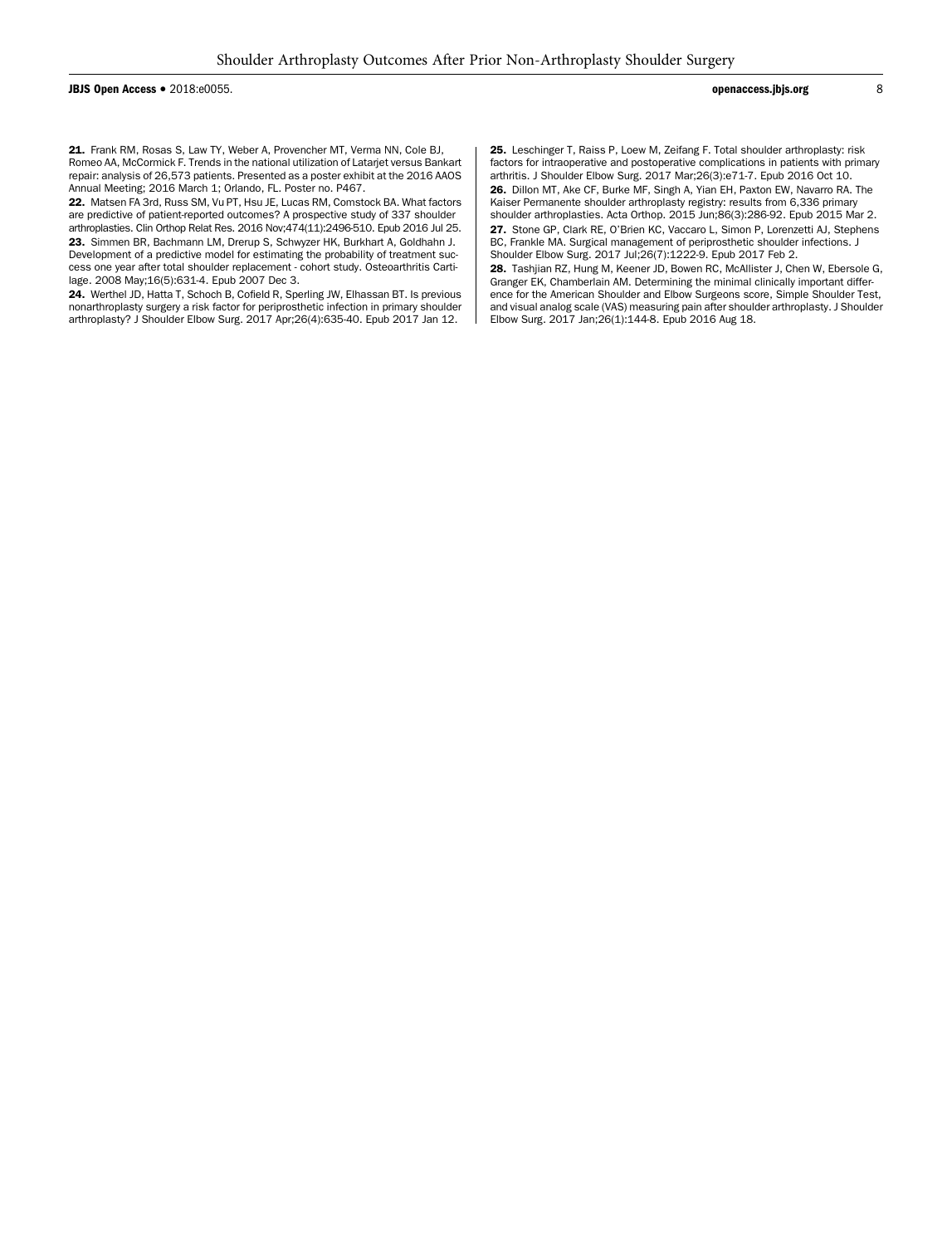21. Frank RM, Rosas S, Law TY, Weber A, Provencher MT, Verma NN, Cole BJ, Romeo AA, McCormick F. Trends in the national utilization of Latarjet versus Bankart repair: analysis of 26,573 patients. Presented as a poster exhibit at the 2016 AAOS Annual Meeting; 2016 March 1; Orlando, FL. Poster no. P467.

22. Matsen FA 3rd, Russ SM, Vu PT, Hsu JE, Lucas RM, Comstock BA. What factors are predictive of patient-reported outcomes? A prospective study of 337 shoulder arthroplasties. Clin Orthop Relat Res. 2016 Nov;474(11):2496-510. Epub 2016 Jul 25.

23. Simmen BR, Bachmann LM, Drerup S, Schwyzer HK, Burkhart A, Goldhahn J. Development of a predictive model for estimating the probability of treatment success one year after total shoulder replacement - cohort study. Osteoarthritis Cartilage. 2008 May;16(5):631-4. Epub 2007 Dec 3.

24. Werthel JD, Hatta T, Schoch B, Cofield R, Sperling JW, Elhassan BT. Is previous nonarthroplasty surgery a risk factor for periprosthetic infection in primary shoulder arthroplasty? J Shoulder Elbow Surg. 2017 Apr;26(4):635-40. Epub 2017 Jan 12.

25. Leschinger T, Raiss P, Loew M, Zeifang F. Total shoulder arthroplasty: risk factors for intraoperative and postoperative complications in patients with primary arthritis. J Shoulder Elbow Surg. 2017 Mar;26(3):e71-7. Epub 2016 Oct 10.

26. Dillon MT, Ake CF, Burke MF, Singh A, Yian EH, Paxton EW, Navarro RA. The Kaiser Permanente shoulder arthroplasty registry: results from 6,336 primary shoulder arthroplasties. Acta Orthop. 2015 Jun;86(3):286-92. Epub 2015 Mar 2.

27. Stone GP, Clark RE, O'Brien KC, Vaccaro L, Simon P, Lorenzetti AJ, Stephens BC, Frankle MA. Surgical management of periprosthetic shoulder infections. J Shoulder Elbow Surg. 2017 Jul;26(7):1222-9. Epub 2017 Feb 2.

28. Tashjian RZ, Hung M, Keener JD, Bowen RC, McAllister J, Chen W, Ebersole G, Granger EK, Chamberlain AM. Determining the minimal clinically important difference for the American Shoulder and Elbow Surgeons score, Simple Shoulder Test, and visual analog scale (VAS) measuring pain after shoulder arthroplasty. J Shoulder Elbow Surg. 2017 Jan;26(1):144-8. Epub 2016 Aug 18.